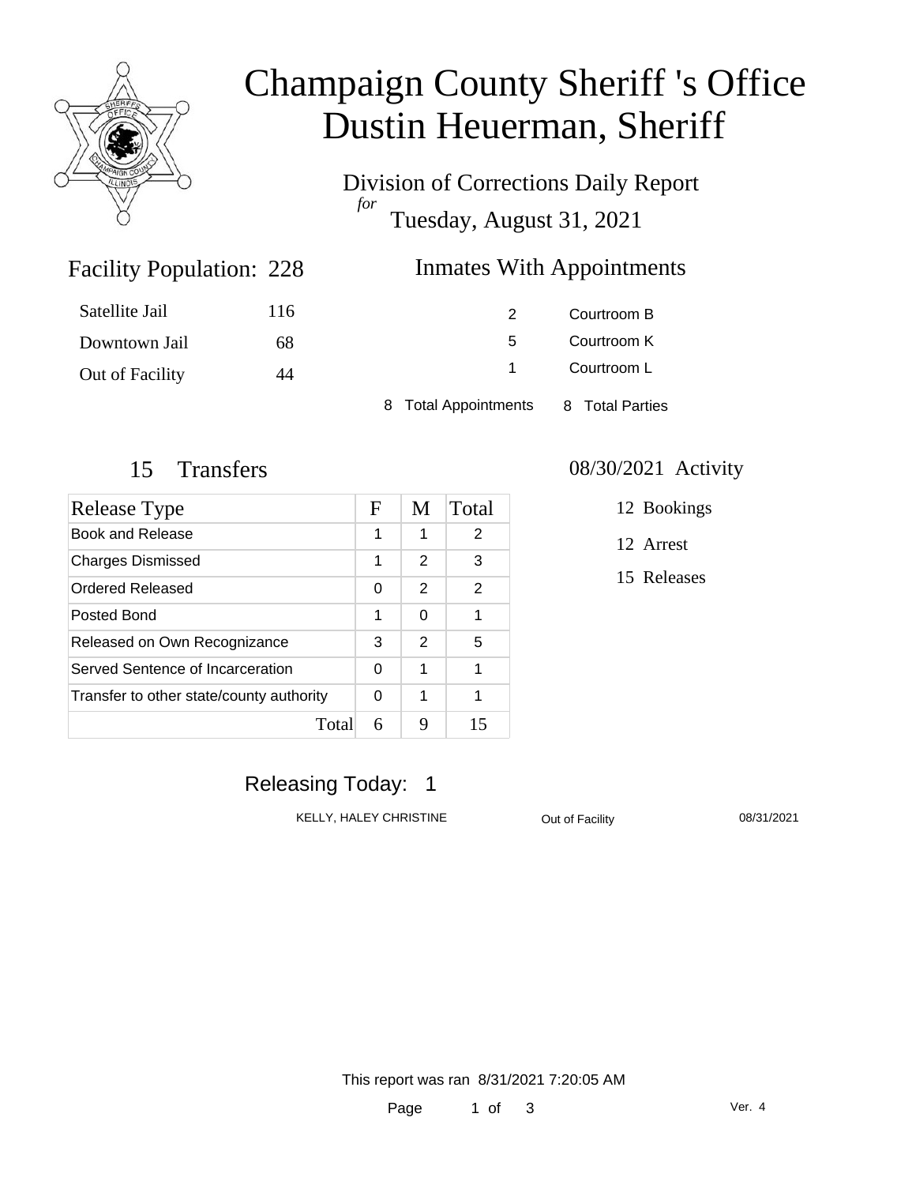# Champaign County Sheriff 's Office
# Dustin Heuerman, Sheriff

Division of Corrections Daily Report
*for*
Tuesday, August 31, 2021

## Facility Population: 228

| | |
|---|---|
| Satellite Jail | 116 |
| Downtown Jail | 68 |
| Out of Facility | 44 |

## Inmates With Appointments

| | |
|---|---|
| 2 | Courtroom B |
| 5 | Courtroom K |
| 1 | Courtroom L |

8 Total Appointments    8 Total Parties

## 15 Transfers

| Release Type | F | M | Total |
|---|---|---|---|
| Book and Release | 1 | 1 | 2 |
| Charges Dismissed | 1 | 2 | 3 |
| Ordered Released | 0 | 2 | 2 |
| Posted Bond | 1 | 0 | 1 |
| Released on Own Recognizance | 3 | 2 | 5 |
| Served Sentence of Incarceration | 0 | 1 | 1 |
| Transfer to other state/county authority | 0 | 1 | 1 |
| Total | 6 | 9 | 15 |

## 08/30/2021 Activity

12 Bookings

12 Arrest

15 Releases

## Releasing Today: 1

| | | |
|---|---|---|
| KELLY, HALEY CHRISTINE | Out of Facility | 08/31/2021 |

This report was ran 8/31/2021 7:20:05 AM

Ver. 4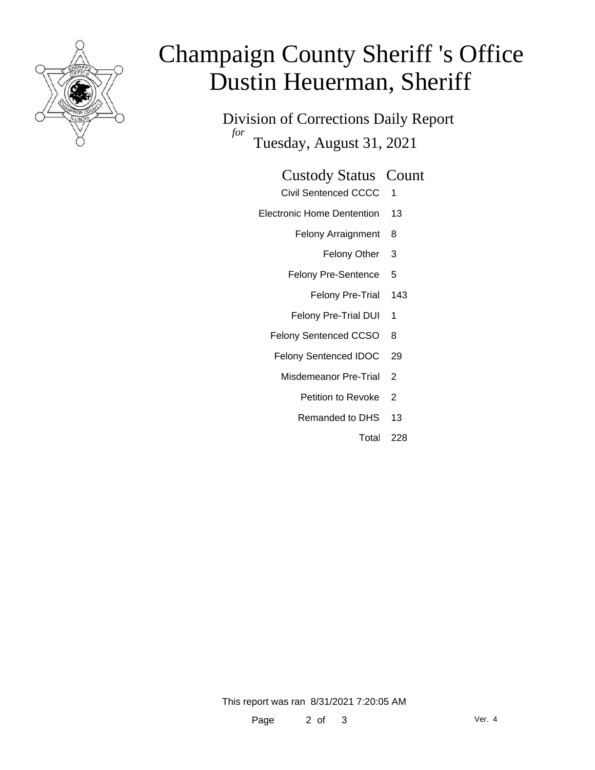# Champaign County Sheriff 's Office
# Dustin Heuerman, Sheriff

Division of Corrections Daily Report

*for* Tuesday, August 31, 2021

| Custody Status | Count |
|---|---|
| Civil Sentenced CCCC | 1 |
| Electronic Home Dentention | 13 |
| Felony Arraignment | 8 |
| Felony Other | 3 |
| Felony Pre-Sentence | 5 |
| Felony Pre-Trial | 143 |
| Felony Pre-Trial DUI | 1 |
| Felony Sentenced CCSO | 8 |
| Felony Sentenced IDOC | 29 |
| Misdemeanor Pre-Trial | 2 |
| Petition to Revoke | 2 |
| Remanded to DHS | 13 |
| Total | 228 |

This report was ran 8/31/2021 7:20:05 AM

Ver. 4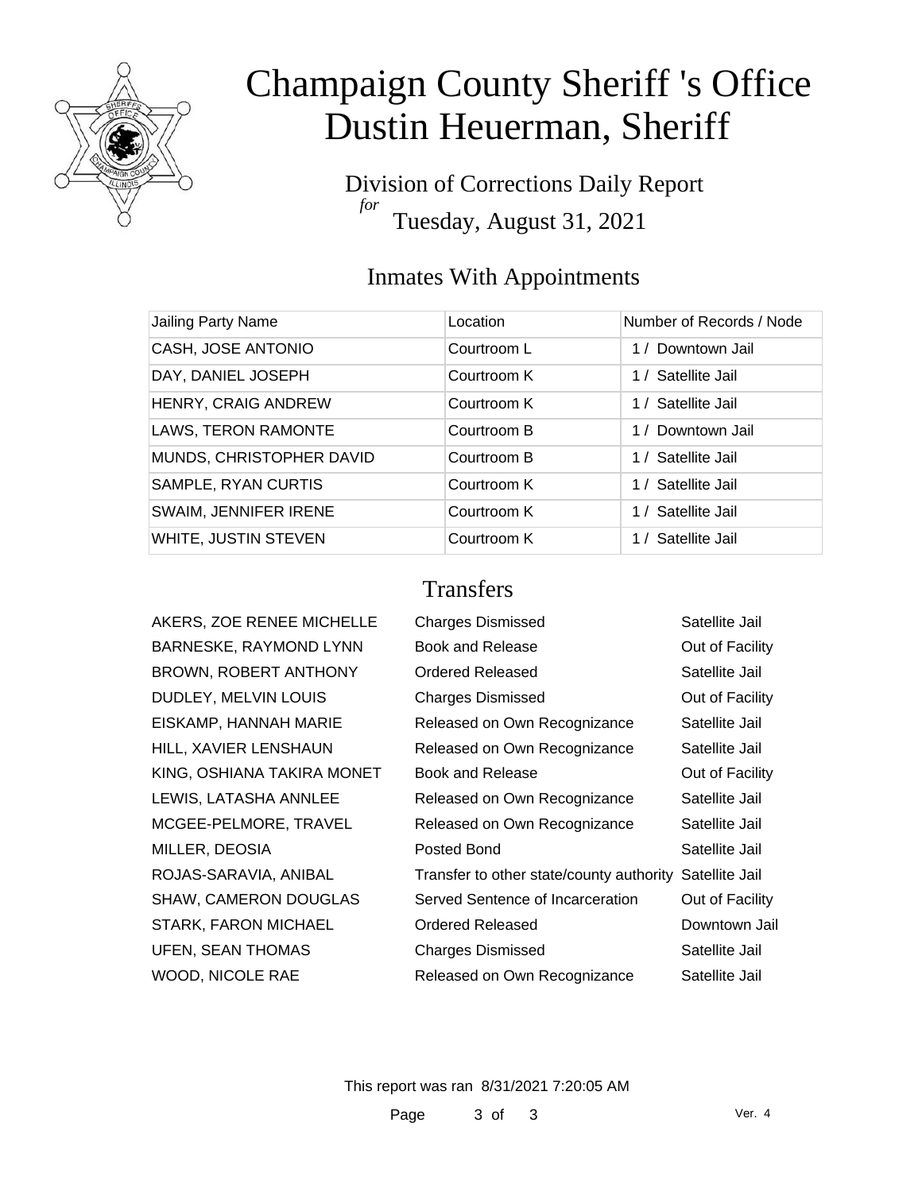# Champaign County Sheriff 's Office
# Dustin Heuerman, Sheriff

Division of Corrections Daily Report
*for*
Tuesday, August 31, 2021

## Inmates With Appointments

| Jailing Party Name | Location | Number of Records / Node |
|---|---|---|
| CASH, JOSE ANTONIO | Courtroom L | 1 / Downtown Jail |
| DAY, DANIEL JOSEPH | Courtroom K | 1 / Satellite Jail |
| HENRY, CRAIG ANDREW | Courtroom K | 1 / Satellite Jail |
| LAWS, TERON RAMONTE | Courtroom B | 1 / Downtown Jail |
| MUNDS, CHRISTOPHER DAVID | Courtroom B | 1 / Satellite Jail |
| SAMPLE, RYAN CURTIS | Courtroom K | 1 / Satellite Jail |
| SWAIM, JENNIFER IRENE | Courtroom K | 1 / Satellite Jail |
| WHITE, JUSTIN STEVEN | Courtroom K | 1 / Satellite Jail |

## Transfers

| | | |
|---|---|---|
| AKERS, ZOE RENEE MICHELLE | Charges Dismissed | Satellite Jail |
| BARNESKE, RAYMOND LYNN | Book and Release | Out of Facility |
| BROWN, ROBERT ANTHONY | Ordered Released | Satellite Jail |
| DUDLEY, MELVIN LOUIS | Charges Dismissed | Out of Facility |
| EISKAMP, HANNAH MARIE | Released on Own Recognizance | Satellite Jail |
| HILL, XAVIER LENSHAUN | Released on Own Recognizance | Satellite Jail |
| KING, OSHIANA TAKIRA MONET | Book and Release | Out of Facility |
| LEWIS, LATASHA ANNLEE | Released on Own Recognizance | Satellite Jail |
| MCGEE-PELMORE, TRAVEL | Released on Own Recognizance | Satellite Jail |
| MILLER, DEOSIA | Posted Bond | Satellite Jail |
| ROJAS-SARAVIA, ANIBAL | Transfer to other state/county authority | Satellite Jail |
| SHAW, CAMERON DOUGLAS | Served Sentence of Incarceration | Out of Facility |
| STARK, FARON MICHAEL | Ordered Released | Downtown Jail |
| UFEN, SEAN THOMAS | Charges Dismissed | Satellite Jail |
| WOOD, NICOLE RAE | Released on Own Recognizance | Satellite Jail |

This report was ran 8/31/2021 7:20:05 AM

Ver. 4